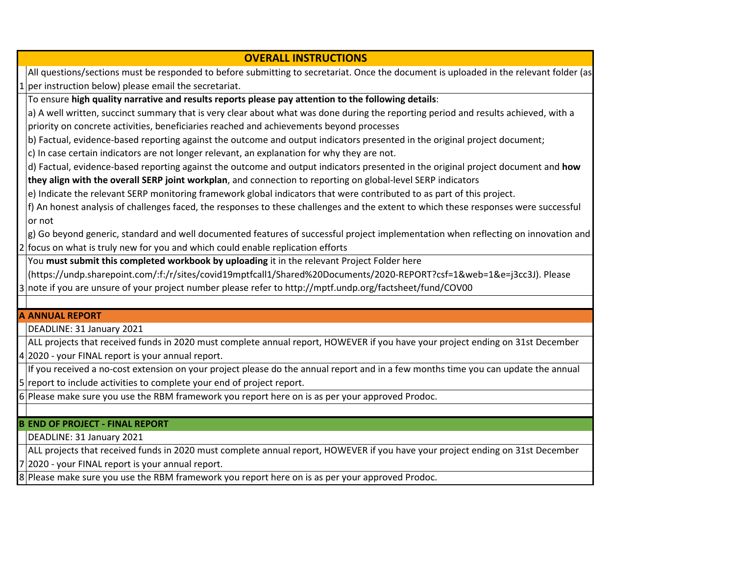## OVERALL INSTRUCTIONS

| | |
|---|---|
| 1 | All questions/sections must be responded to before submitting to secretariat. Once the document is uploaded in the relevant folder (as per instruction below) please email the secretariat. |
| 2 | To ensure **high quality narrative and results reports please pay attention to the following details**:<br>a) A well written, succinct summary that is very clear about what was done during the reporting period and results achieved, with a priority on concrete activities, beneficiaries reached and achievements beyond processes<br>b) Factual, evidence-based reporting against the outcome and output indicators presented in the original project document;<br>c) In case certain indicators are not longer relevant, an explanation for why they are not.<br>d) Factual, evidence-based reporting against the outcome and output indicators presented in the original project document and **how they align with the overall SERP joint workplan**, and connection to reporting on global-level SERP indicators<br>e) Indicate the relevant SERP monitoring framework global indicators that were contributed to as part of this project.<br>f) An honest analysis of challenges faced, the responses to these challenges and the extent to which these responses were successful or not<br>g) Go beyond generic, standard and well documented features of successful project implementation when reflecting on innovation and focus on what is truly new for you and which could enable replication efforts |
| 3 | You **must submit this completed workbook by uploading** it in the relevant Project Folder here (https://undp.sharepoint.com/:f:/r/sites/covid19mptfcall1/Shared%20Documents/2020-REPORT?csf=1&web=1&e=j3cc3J). Please note if you are unsure of your project number please refer to http://mptf.undp.org/factsheet/fund/COV00 |

## A ANNUAL REPORT

| | |
|---|---|
| | DEADLINE: 31 January 2021 |
| 4 | ALL projects that received funds in 2020 must complete annual report, HOWEVER if you have your project ending on 31st December 2020 - your FINAL report is your annual report. |
| 5 | If you received a no-cost extension on your project please do the annual report and in a few months time you can update the annual report to include activities to complete your end of project report. |
| 6 | Please make sure you use the RBM framework you report here on is as per your approved Prodoc. |

## B END OF PROJECT - FINAL REPORT

| | |
|---|---|
| | DEADLINE: 31 January 2021 |
| 7 | ALL projects that received funds in 2020 must complete annual report, HOWEVER if you have your project ending on 31st December 2020 - your FINAL report is your annual report. |
| 8 | Please make sure you use the RBM framework you report here on is as per your approved Prodoc. |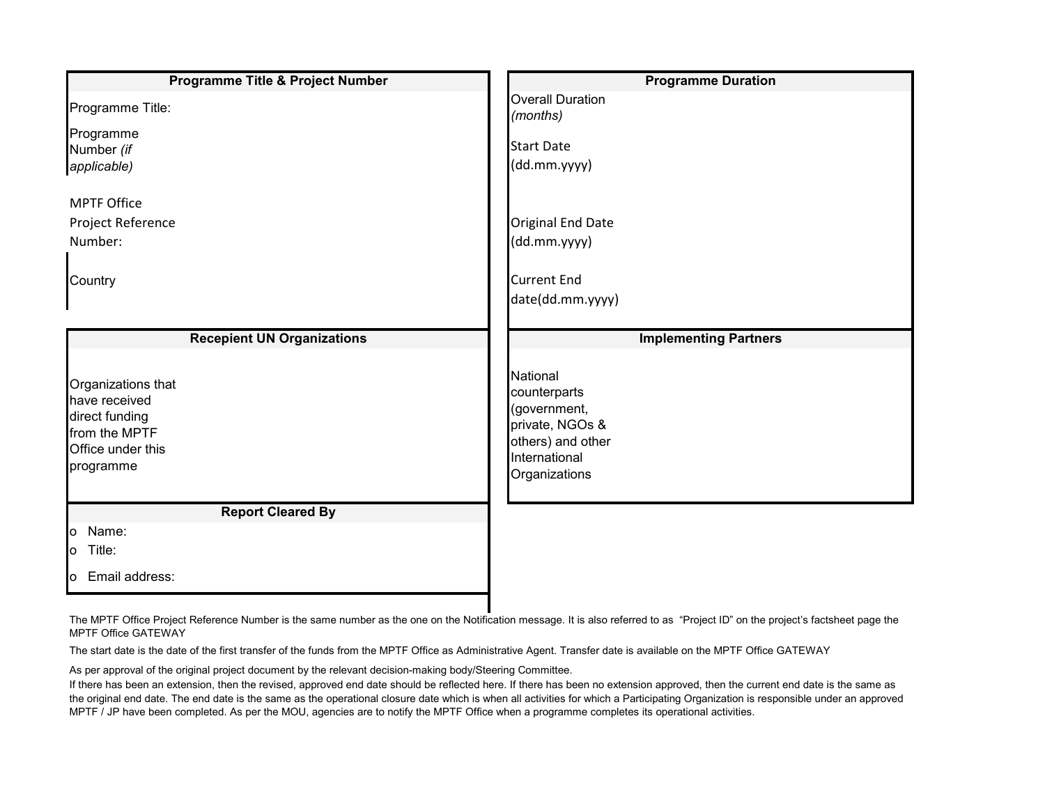| Programme Title & Project Number | |
|---|---|
| Programme Title: | |
| Programme Number *(if applicable)* | |
| MPTF Office Project Reference Number: | |
| Country | |

| Programme Duration | |
|---|---|
| Overall Duration *(months)* | |
| Start Date (dd.mm.yyyy) | |
| Original End Date (dd.mm.yyyy) | |
| Current End date(dd.mm.yyyy) | |

| Recepient UN Organizations | |
|---|---|
| Organizations that have received direct funding from the MPTF Office under this programme | |

| Implementing Partners | |
|---|---|
| National counterparts (government, private, NGOs & others) and other International Organizations | |

| Report Cleared By |
|---|
| o Name: |
| o Title: |
| o Email address: |

The MPTF Office Project Reference Number is the same number as the one on the Notification message. It is also referred to as "Project ID" on the project's factsheet page the MPTF Office GATEWAY

The start date is the date of the first transfer of the funds from the MPTF Office as Administrative Agent. Transfer date is available on the MPTF Office GATEWAY

As per approval of the original project document by the relevant decision-making body/Steering Committee.
If there has been an extension, then the revised, approved end date should be reflected here. If there has been no extension approved, then the current end date is the same as the original end date. The end date is the same as the operational closure date which is when all activities for which a Participating Organization is responsible under an approved MPTF / JP have been completed. As per the MOU, agencies are to notify the MPTF Office when a programme completes its operational activities.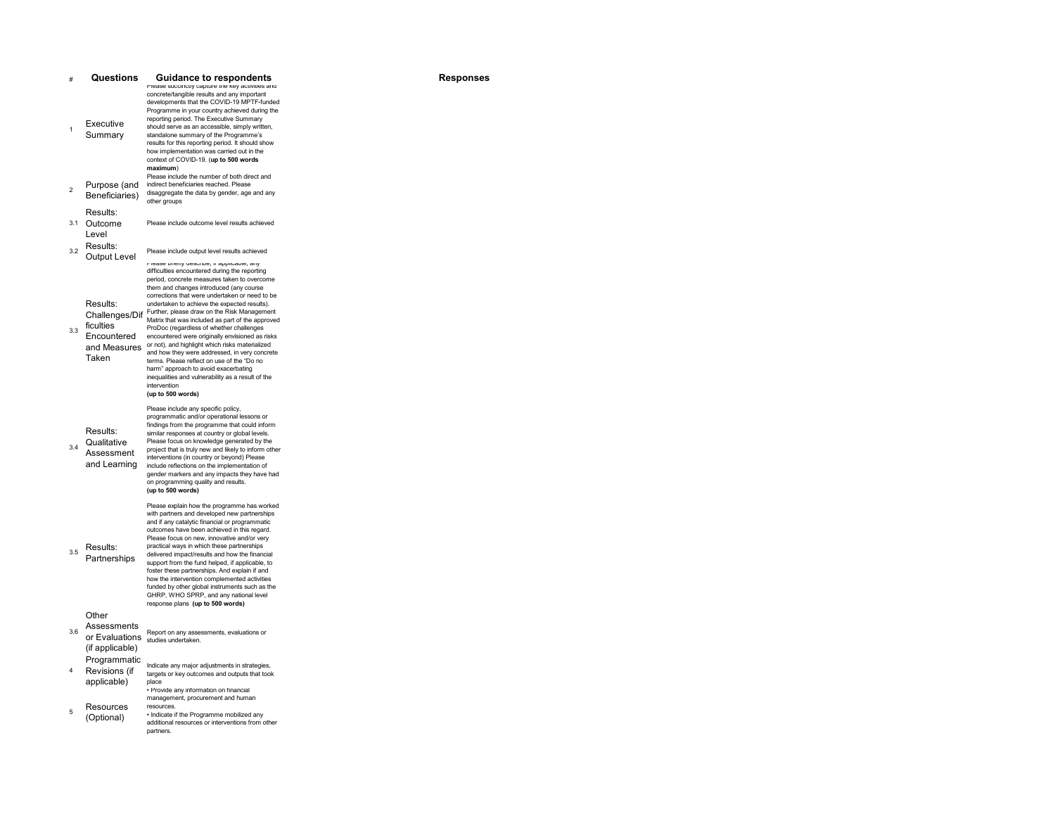| # | Questions | Guidance to respondents | Responses |
|---|---|---|---|
| 1 | Executive Summary | Please succinctly capture the key activities and concrete/tangible results and any important developments that the COVID-19 MPTF-funded Programme in your country achieved during the reporting period. The Executive Summary should serve as an accessible, simply written, standalone summary of the Programme's results for this reporting period. It should show how implementation was carried out in the context of COVID-19. (**up to 500 words maximum**) | |
| 2 | Purpose (and Beneficiaries) | Please include the number of both direct and indirect beneficiaries reached. Please disaggregate the data by gender, age and any other groups | |
| 3.1 | Results: Outcome Level | Please include outcome level results achieved | |
| 3.2 | Results: Output Level | Please include output level results achieved | |
| 3.3 | Results: Challenges/Difficulties Encountered and Measures Taken | Please briefly describe, if applicable, any difficulties encountered during the reporting period, concrete measures taken to overcome them and changes introduced (any course corrections that were undertaken or need to be undertaken to achieve the expected results). Further, please draw on the Risk Management Matrix that was included as part of the approved ProDoc (regardless of whether challenges encountered were originally envisioned as risks or not), and highlight which risks materialized and how they were addressed, in very concrete terms. Please reflect on use of the "Do no harm" approach to avoid exacerbating inequalities and vulnerability as a result of the intervention **(up to 500 words)** | |
| 3.4 | Results: Qualitative Assessment and Learning | Please include any specific policy, programmatic and/or operational lessons or findings from the programme that could inform similar responses at country or global levels. Please focus on knowledge generated by the project that is truly new and likely to inform other interventions (in country or beyond) Please include reflections on the implementation of gender markers and any impacts they have had on programming quality and results. **(up to 500 words)** | |
| 3.5 | Results: Partnerships | Please explain how the programme has worked with partners and developed new partnerships and if any catalytic financial or programmatic outcomes have been achieved in this regard. Please focus on new, innovative and/or very practical ways in which these partnerships delivered impact/results and how the financial support from the fund helped, if applicable, to foster these partnerships. And explain if and how the intervention complemented activities funded by other global instruments such as the GHRP, WHO SPRP, and any national level response plans **(up to 500 words)** | |
| 3.6 | Other Assessments or Evaluations (if applicable) | Report on any assessments, evaluations or studies undertaken. | |
| 4 | Programmatic Revisions (if applicable) | Indicate any major adjustments in strategies, targets or key outcomes and outputs that took place | |
| 5 | Resources (Optional) | • Provide any information on financial management, procurement and human resources.<br>• Indicate if the Programme mobilized any additional resources or interventions from other partners. | |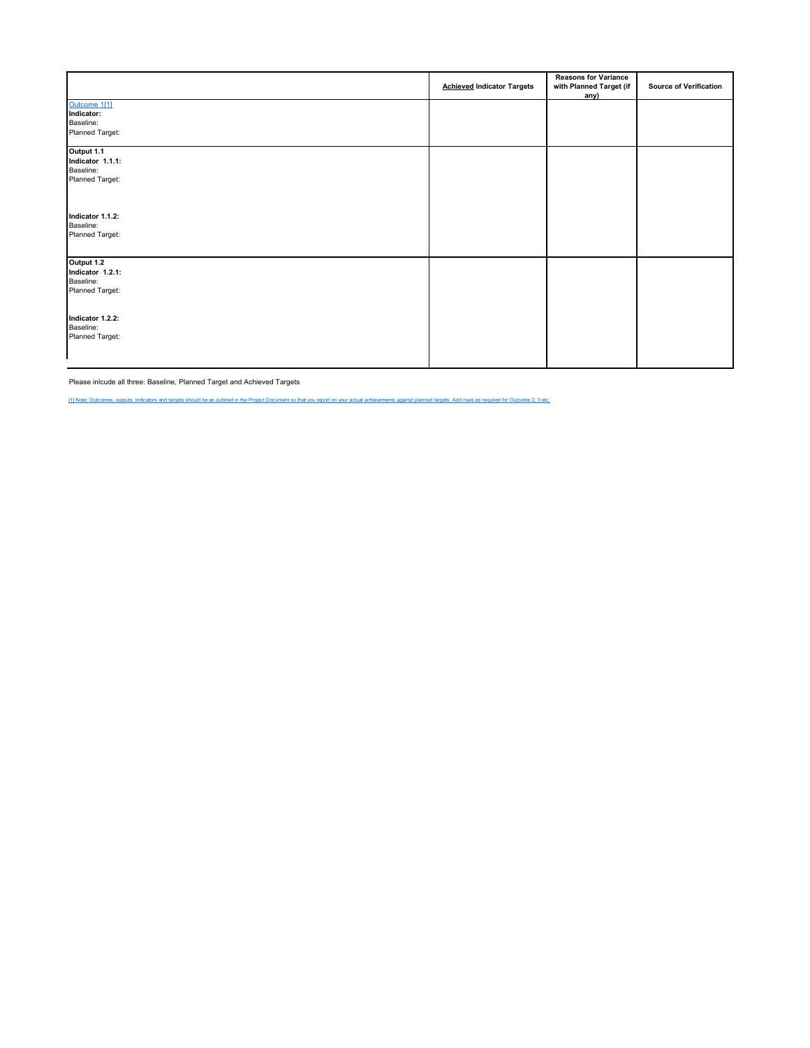| | **Achieved Indicator Targets** | **Reasons for Variance with Planned Target (if any)** | **Source of Verification** |
|---|---|---|---|
| Outcome 1[1]<br>**Indicator:**<br>Baseline:<br>Planned Target: | | | |
| **Output 1.1**<br>**Indicator 1.1.1:**<br>Baseline:<br>Planned Target:<br><br>**Indicator 1.1.2:**<br>Baseline:<br>Planned Target: | | | |
| **Output 1.2**<br>**Indicator 1.2.1:**<br>Baseline:<br>Planned Target:<br><br>**Indicator 1.2.2:**<br>Baseline:<br>Planned Target: | | | |

Please inlcude all three: Baseline, Planned Target and Achieved Targets

[1] Note: Outcomes, outputs, indicators and targets should be as outlined in the Project Document so that you report on your actual achievements against planned targets. Add rows as required for Outcome 2, 3 etc.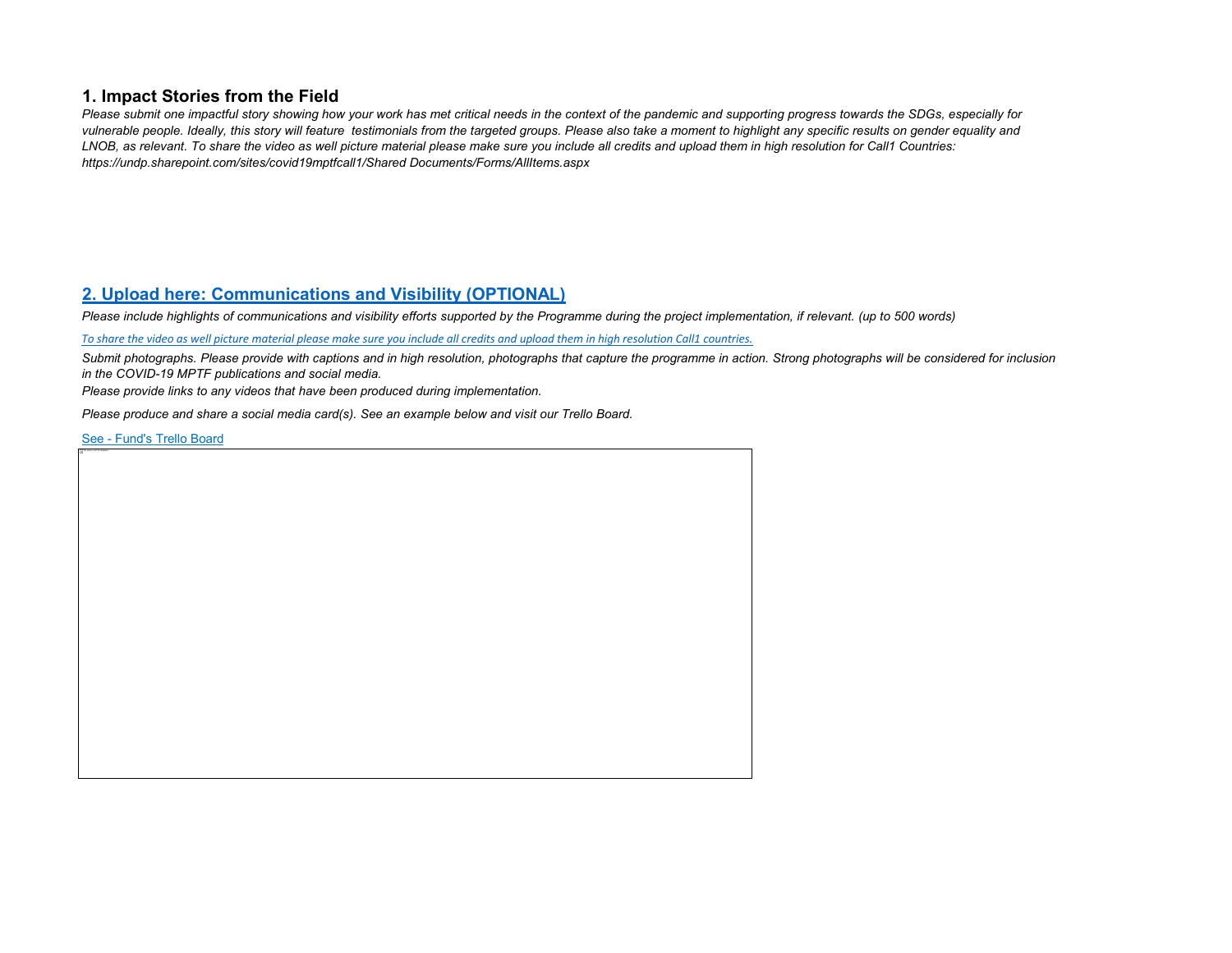## 1. Impact Stories from the Field

*Please submit one impactful story showing how your work has met critical needs in the context of the pandemic and supporting progress towards the SDGs, especially for vulnerable people. Ideally, this story will feature testimonials from the targeted groups. Please also take a moment to highlight any specific results on gender equality and LNOB, as relevant. To share the video as well picture material please make sure you include all credits and upload them in high resolution for Call1 Countries: https://undp.sharepoint.com/sites/covid19mptfcall1/Shared Documents/Forms/AllItems.aspx*

## 2. Upload here: Communications and Visibility (OPTIONAL)

*Please include highlights of communications and visibility efforts supported by the Programme during the project implementation, if relevant. (up to 500 words)*

*To share the video as well picture material please make sure you include all credits and upload them in high resolution Call1 countries.*

*Submit photographs. Please provide with captions and in high resolution, photographs that capture the programme in action. Strong photographs will be considered for inclusion in the COVID-19 MPTF publications and social media.*

*Please provide links to any videos that have been produced during implementation.*

*Please produce and share a social media card(s). See an example below and visit our Trello Board.*

See - Fund's Trello Board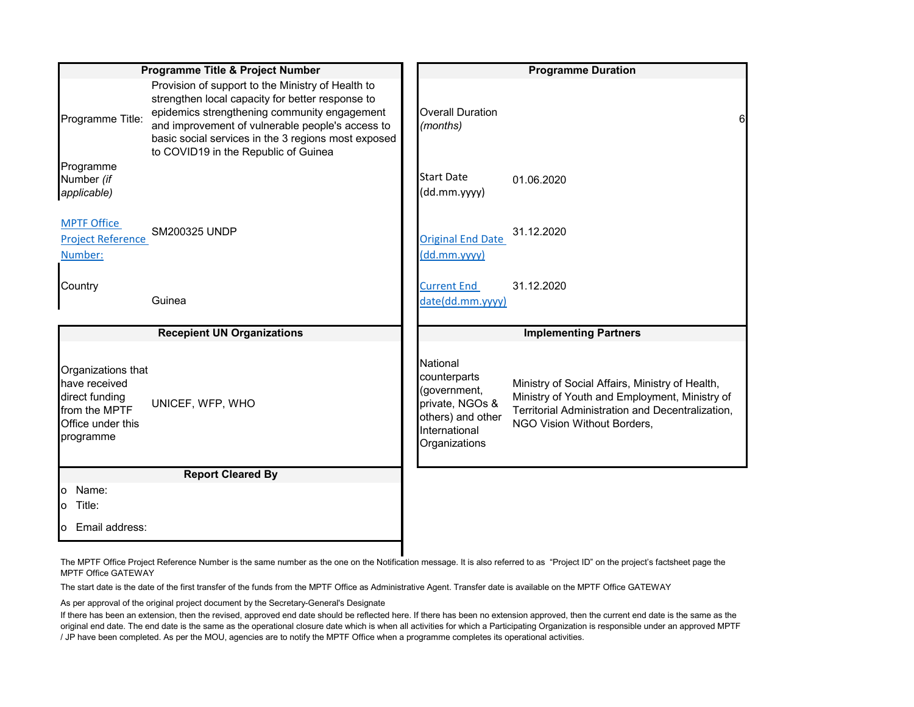| Programme Title & Project Number | |
|---|---|
| Programme Title: | Provision of support to the Ministry of Health to strengthen local capacity for better response to epidemics strengthening community engagement and improvement of vulnerable people's access to basic social services in the 3 regions most exposed to COVID19 in the Republic of Guinea |
| Programme Number *(if applicable)* | |
| MPTF Office Project Reference Number: | SM200325 UNDP |
| Country | Guinea |

| Programme Duration | |
|---|---|
| Overall Duration *(months)* | 6 |
| Start Date (dd.mm.yyyy) | 01.06.2020 |
| Original End Date (dd.mm.yyyy) | 31.12.2020 |
| Current End date(dd.mm.yyyy) | 31.12.2020 |

| Recepient UN Organizations | |
|---|---|
| Organizations that have received direct funding from the MPTF Office under this programme | UNICEF, WFP, WHO |

| Implementing Partners | |
|---|---|
| National counterparts (government, private, NGOs & others) and other International Organizations | Ministry of Social Affairs, Ministry of Health, Ministry of Youth and Employment, Ministry of Territorial Administration and Decentralization, NGO Vision Without Borders, |

| Report Cleared By |
|---|
| o Name: |
| o Title: |
| o Email address: |

The MPTF Office Project Reference Number is the same number as the one on the Notification message. It is also referred to as "Project ID" on the project's factsheet page the MPTF Office GATEWAY

The start date is the date of the first transfer of the funds from the MPTF Office as Administrative Agent. Transfer date is available on the MPTF Office GATEWAY

As per approval of the original project document by the Secretary-General's Designate

If there has been an extension, then the revised, approved end date should be reflected here. If there has been no extension approved, then the current end date is the same as the original end date. The end date is the same as the operational closure date which is when all activities for which a Participating Organization is responsible under an approved MPTF / JP have been completed. As per the MOU, agencies are to notify the MPTF Office when a programme completes its operational activities.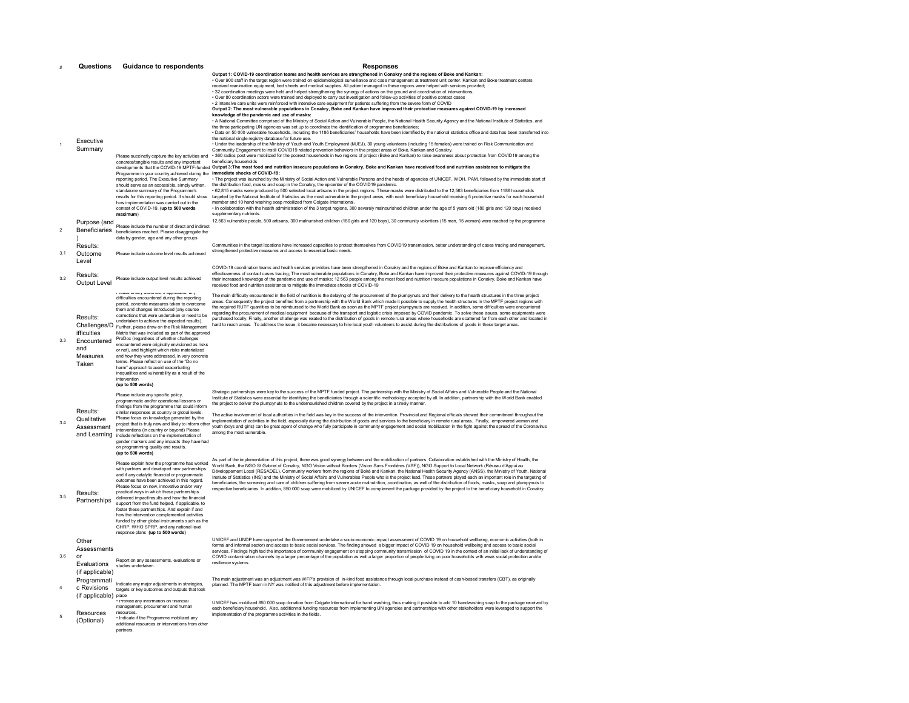| # | Questions | Guidance to respondents | Responses |
| --- | --- | --- | --- |
| 1 | Executive Summary | Please succinctly capture the key activities and concrete/tangible results and any important developments that the COVID-19 MPTF-funded Programme in your country achieved during the reporting period. The Executive Summary should serve as an accessible, simply written, standalone summary of the Programme's results for this reporting period. It should show how implementation was carried out in the context of COVID-19. **(up to 500 words maximum)** | **Output 1: COVID-19 coordination teams and health services are strengthened in Conakry and the regions of Boke and Kankan:** <br>• Over 900 staff in the target region were trained on epidemiological surveillance and case management at treatment unit center. Kankan and Boke treatment centers received reanimation equipment, bed sheets and medical supplies. All patient managed in these regions were helped with services provided; <br>• 32 coordination meetings were held and helped strengthening the synergy of actions on the ground and coordination of interventions; <br>• Over 80 coordination actors were trained and deployed to carry out investigation and follow-up activities of positive contact cases <br>• 2 intensive care units were reinforced with intensive care equipment for patients suffering from the severe form of COVID <br>**Output 2: The most vulnerable populations in Conakry, Boke and Kankan have improved their protective measures against COVID-19 by increased knowledge of the pandemic and use of masks:** <br>• A National Committee comprised of the Ministry of Social Action and Vulnerable People, the National Health Security Agency and the National Institute of Statistics, and the three participating UN agencies was set up to coordinate the identification of programme beneficiaries; <br>• Data on 50 000 vulnerable households, including the 1186 beneficiaries' households have been identified by the national statistics office and data has been transferred into the national single registry database for future use. <br>• Under the leadership of the Ministry of Youth and Youth Employment (MJEJ), 30 young volunteers (including 15 females) were trained on Risk Communication and Community Engagement to instill COVID19 related prevention behaviors in the project areas of Boké, Kankan and Conakry. <br>• 360 radios post were mobilized for the poorest households in two regions of project (Boke and Kankan) to raise awareness about protection from COVID19 among the beneficiary households <br>**Output 3:The most food and nutrition insecure populations in Conakry, Boke and Kankan have received food and nutrition assistance to mitigate the immediate shocks of COVID-19:** <br>• The project was launched by the Ministry of Social Action and Vulnerable Persons and the heads of agencies of UNICEF, WOH, PAM, followed by the immediate start of the distribution food, masks and soap in the Conakry, the epicenter of the COVID19 pandemic. <br>• 62,815 masks were produced by 500 selected local artisans in the project regions. These masks were distributed to the 12,563 beneficiaries from 1186 households targeted by the National Institute of Statistics as the most vulnerable in the project areas, with each beneficiary household receiving 5 protective masks for each household member and 10 hand washing soap mobilized from Colgate International. <br>• In collaboration with the health administration of the 3 target regions, 300 severely malnourished children under the age of 5 years old (180 girls and 120 boys) received supplementary nutrients. |
| 2 | Purpose (and Beneficiaries) | Please include the number of direct and indirect beneficiaries reached. Please disaggregate the data by gender, age and any other groups | 12,563 vulnerable people, 500 artisans, 300 malnurished children (180 girls and 120 boys), 30 community volontiers (15 men, 15 women) were reached by the programme |
| 3.1 | Results: Outcome Level | Please include outcome level results achieved | Communities in the target locations have increased capacities to protect themselves from COVID19 transmission, better understanding of cases tracing and management, strengthened protective measures and access to essential basic needs. |
| 3.2 | Results: Output Level | Please include output level results achieved | COVID-19 coordination teams and health services providers have been strengthened in Conakry and the regions of Boke and Kankan to improve efficiency and effectiveness of contact cases tracing; The most vulnerable populations in Conakry, Boke and Kankan have improved their protective measures against COVID-19 through their increased knowledge of the pandemic and use of masks; 12 563 people among the most food and nutrition insecure populations in Conakry, Boke and Kankan have received food and nutrition assistance to mitigate the immediate shocks of COVID-19 |
| 3.3 | Results: Challenges/Difficulties Encountered and Measures Taken | Please briefly describe, if applicable, any difficulties encountered during the reporting period, concrete measures taken to overcome them and changes introduced (any course corrections that were undertaken or need to be undertaken to achieve the expected results). Further, please draw on the Risk Management Matrix that was included as part of the approved ProDoc (regardless of whether challenges encountered were originally envisioned as risks or not), and highlight which risks materialized and how they were addressed, in very concrete terms. Please reflect on use of the "Do no harm" approach to avoid exacerbating inequalities and vulnerability as a result of the intervention **(up to 500 words)** | The main difficulty encountered in the field of nutrition is the delaying of the procurement of the plumpynuts and their delivery to the health structures in the three project areas. Consequently the project benefited from a partnership with the World Bank which made it possible to supply the health structures in the MPTF project regions with the required RUTF quantities to be reimbursed to the World Bank as soon as the MPTF project plumpynuts are received. In addition, some difficulties were encountered regarding the procurement of medical equipment because of the transport and logistic crisis imposed by COVID pandemic. To solve these issues, some equipments were purchased locally. Finally, another challenge was related to the distribution of goods in remote rural areas where households are scattered far from each other and located in hard to reach areas. To address the issue, it became necessary to hire local youth volunteers to assist during the distributions of goods in these target areas. |
| 3.4 | Results: Qualitative Assessment and Learning | Please include any specific policy, programmatic and/or operational lessons or findings from the programme that could inform similar responses at country or global levels. Please focus on knowledge generated by the project that is truly new and likely to inform other interventions (in country or beyond) Please include reflections on the implementation of gender markers and any impacts they have had on programming quality and results. **(up to 500 words)** | Strategic partnerships were key to the success of the MPTF funded project. The partnership with the Ministry of Social Affairs and Vulnerable People and the National Institute of Statistics were essential for identifying the beneficiaries through a scientific methodology accepted by all. In addition, partnership with the World Bank enabled the project to deliver the plumpynuts to the undernourished children covered by the project in a timely manner. <br><br>The active involvement of local authorities in the field was key in the success of the intervention. Provincial and Regional officials showed their commitment throughout the implementation of activities in the field, especially during the distribution of goods and services to the beneficiary in remote rural areas. Finally, empowered women and youth (boys and girls) can be great agent of change who fully participate in community engagement and social mobilization in the fight against the spread of the Coronavirus among the most vulnerable. |
| 3.5 | Results: Partnerships | Please explain how the programme has worked with partners and developed new partnerships and if any catalytic financial or programmatic outcomes have been achieved in this regard. Please focus on new, innovative and/or very practical ways in which these partnerships delivered impact/results and how the financial support from the fund helped, if applicable, to foster these partnerships. And explain if and how the intervention complemented activities funded by other global instruments such as the GHRP, WHO SPRP, and any national level response plans **(up to 500 words)** | As part of the implementation of this project, there was good synergy between and the mobilization of partners. Collaboration established with the Ministry of Health, the World Bank, the NGO St Gabriel of Conakry, NGO Vision without Borders (Vision Sans Frontières (VSF)), NGO Support to Local Network (Réseau d'Appui au Développement Local (RESADEL), Community workers from the regions of Boké and Kankan, the National Health Security Agency (ANSS), the Ministry of Youth, National Institute of Statistics (INS) and the Ministry of Social Affairs and Vulnerables People who is the project lead. These partners played each an important role in the targeting of beneficiaries, the screening and care of children suffering from severe acute malnutrition, coordination, as well of the distribution of foods, masks, soap and plumpynuts to respective beneficiaries. In addition, 850 000 soap were mobilized by UNICEF to complement the package provided by the project to the beneficiary household in Conakry. |
| 3.6 | Other Assessments or Evaluations (if applicable) | Report on any assessments, evaluations or studies undertaken. | UNICEF and UNDP have supported the Governement undertake a socio-economic impact assessment of COVID 19 on household wellbeing, economic activities (both in formal and informal sector) and access to basic social services. The finding showed a bigger impact of COVID 19 on household wellbeing and access to basic social services. Findings highlited the importance of community engagement on stopping community transmission of COVID 19 in the context of an initial lack of understanding of COVID contamination channels by a larger percentage of the population as well a larger proportion of people living on poor households with weak social protection and/or resilience systems. |
| 4 | Programmatic Revisions (if applicable) | Indicate any major adjustments in strategies, targets or key outcomes and outputs that took place | The main adjustment was an adjustment was WFP's provision of in-kind food assistance through local purchase instead of cash-based transfers (CBT), as originally planned. The MPTF team in NY was notified of this adjustment before implementation. |
| 5 | Resources (Optional) | • Provide any information on financial management, procurement and human resources. <br>• Indicate if the Programme mobilized any additional resources or interventions from other partners. | UNICEF has mobilized 850 000 soap donation from Colgate International for hand washing, thus making it posible to add 10 handwashing soap to the package received by each beneficiary household. Also, additionnal funding resources from implementing UN agencies and partnerships with other stakeholders were leveraged to support the implementation of the programme activities in the fields. |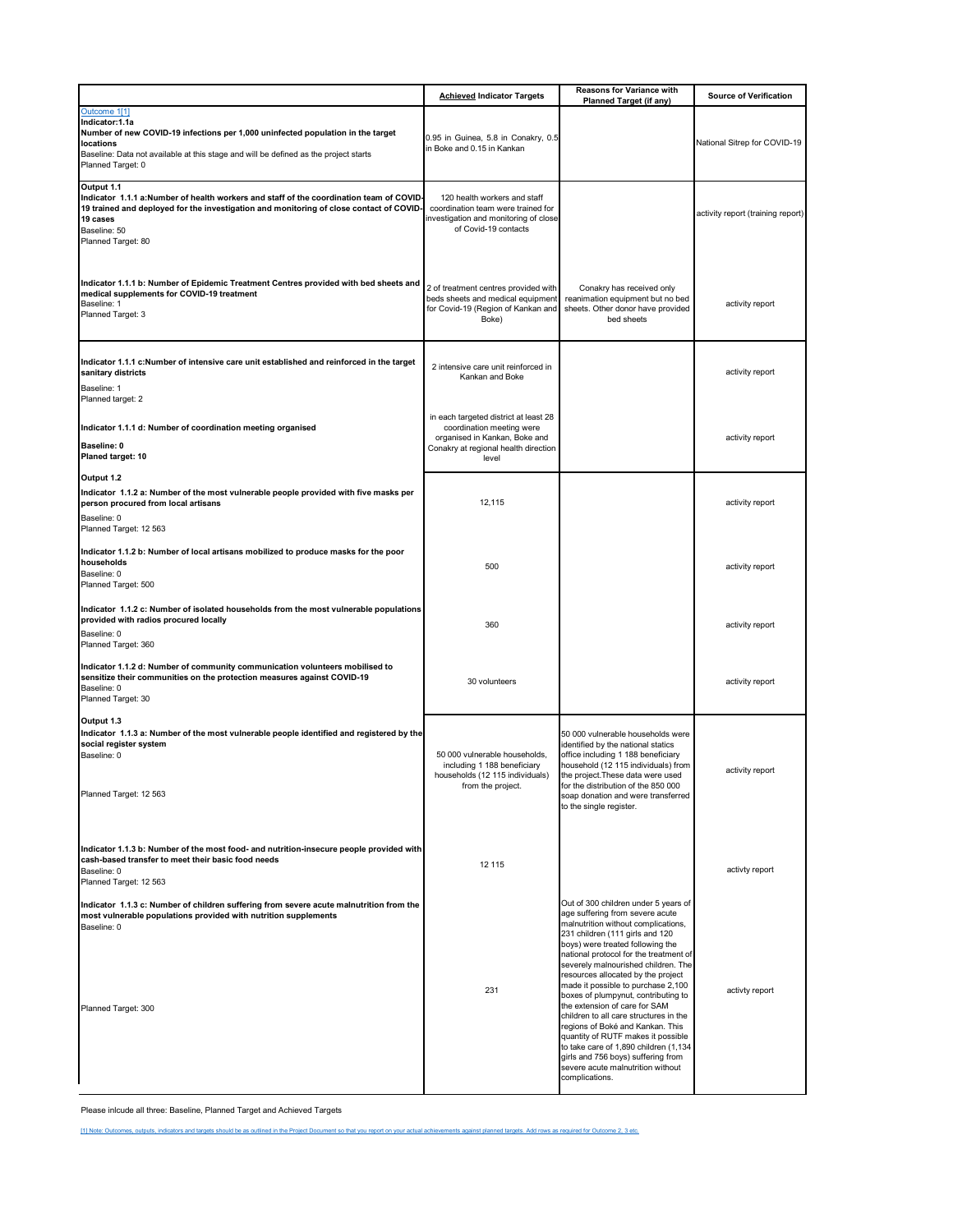| | **Achieved Indicator Targets** | **Reasons for Variance with Planned Target (if any)** | **Source of Verification** |
|---|---|---|---|
| Outcome 1[1]<br>**Indicator:1.1a**<br>**Number of new COVID-19 infections per 1,000 uninfected population in the target locations**<br>Baseline: Data not available at this stage and will be defined as the project starts<br>Planned Target: 0 | 0.95 in Guinea, 5.8 in Conakry, 0.5 in Boke and 0.15 in Kankan | | National Sitrep for COVID-19 |
| **Output 1.1**<br>**Indicator 1.1.1 a:Number of health workers and staff of the coordination team of COVID-19 trained and deployed for the investigation and monitoring of close contact of COVID-19 cases**<br>Baseline: 50<br>Planned Target: 80 | 120 health workers and staff coordination team were trained for investigation and monitoring of close of Covid-19 contacts | | activity report (training report) |
| **Indicator 1.1.1 b: Number of Epidemic Treatment Centres provided with bed sheets and medical supplements for COVID-19 treatment**<br>Baseline: 1<br>Planned Target: 3 | 2 of treatment centres provided with beds sheets and medical equipment for Covid-19 (Region of Kankan and Boke) | Conakry has received only reanimation equipment but no bed sheets. Other donor have provided bed sheets | activity report |
| **Indicator 1.1.1 c:Number of intensive care unit established and reinforced in the target sanitary districts**<br>Baseline: 1<br>Planned target: 2 | 2 intensive care unit reinforced in Kankan and Boke | | activity report |
| **Indicator 1.1.1 d: Number of coordination meeting organised**<br>**Baseline: 0**<br>**Planed target: 10** | in each targeted district at least 28 coordination meeting were organised in Kankan, Boke and Conakry at regional health direction level | | activity report |
| **Output 1.2**<br>**Indicator 1.1.2 a: Number of the most vulnerable people provided with five masks per person procured from local artisans**<br>Baseline: 0<br>Planned Target: 12 563 | 12,115 | | activity report |
| **Indicator 1.1.2 b: Number of local artisans mobilized to produce masks for the poor households**<br>Baseline: 0<br>Planned Target: 500 | 500 | | activity report |
| **Indicator 1.1.2 c: Number of isolated households from the most vulnerable populations provided with radios procured locally**<br>Baseline: 0<br>Planned Target: 360 | 360 | | activity report |
| **Indicator 1.1.2 d: Number of community communication volunteers mobilised to sensitize their communities on the protection measures against COVID-19**<br>Baseline: 0<br>Planned Target: 30 | 30 volunteers | | activity report |
| **Output 1.3**<br>**Indicator 1.1.3 a: Number of the most vulnerable people identified and registered by the social register system**<br>Baseline: 0<br>Planned Target: 12 563 | 50 000 vulnerable households, including 1 188 beneficiary households (12 115 individuals) from the project. | 50 000 vulnerable households were identified by the national statics office including 1 188 beneficiary household (12 115 individuals) from the project.These data were used for the distribution of the 850 000 soap donation and were transferred to the single register. | activity report |
| **Indicator 1.1.3 b: Number of the most food- and nutrition-insecure people provided with cash-based transfer to meet their basic food needs**<br>Baseline: 0<br>Planned Target: 12 563 | 12 115 | | activty report |
| **Indicator 1.1.3 c: Number of children suffering from severe acute malnutrition from the most vulnerable populations provided with nutrition supplements**<br>Baseline: 0<br>Planned Target: 300 | 231 | Out of 300 children under 5 years of age suffering from severe acute malnutrition without complications, 231 children (111 girls and 120 boys) were treated following the national protocol for the treatment of severely malnourished children. The resources allocated by the project made it possible to purchase 2,100 boxes of plumpynut, contributing to the extension of care for SAM children to all care structures in the regions of Boké and Kankan. This quantity of RUTF makes it possible to take care of 1,890 children (1,134 girls and 756 boys) suffering from severe acute malnutrition without complications. | activty report |

Please inlcude all three: Baseline, Planned Target and Achieved Targets

[1] Note: Outcomes, outputs, indicators and targets should be as outlined in the Project Document so that you report on your actual achievements against planned targets. Add rows as required for Outcome 2, 3 etc.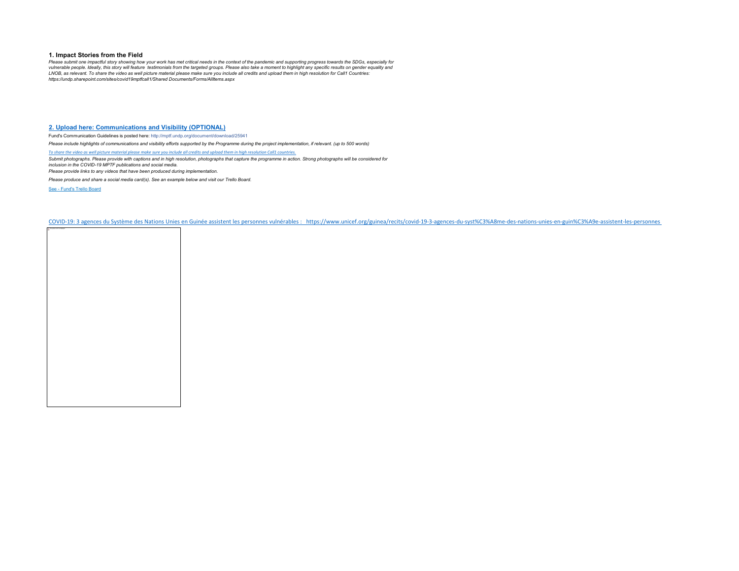### 1. Impact Stories from the Field

*Please submit one impactful story showing how your work has met critical needs in the context of the pandemic and supporting progress towards the SDGs, especially for vulnerable people. Ideally, this story will feature testimonials from the targeted groups. Please also take a moment to highlight any specific results on gender equality and LNOB, as relevant. To share the video as well picture material please make sure you include all credits and upload them in high resolution for Call1 Countries: https://undp.sharepoint.com/sites/covid19mptfcall1/Shared Documents/Forms/AllItems.aspx*

### 2. Upload here: Communications and Visibility (OPTIONAL)

Fund's Communication Guidelines is posted here: http://mptf.undp.org/document/download/25941

*Please include highlights of communications and visibility efforts supported by the Programme during the project implementation, if relevant. (up to 500 words)*

*To share the video as well picture material please make sure you include all credits and upload them in high resolution Call1 countries.*

*Submit photographs. Please provide with captions and in high resolution, photographs that capture the programme in action. Strong photographs will be considered for inclusion in the COVID-19 MPTF publications and social media.*

*Please provide links to any videos that have been produced during implementation.*

*Please produce and share a social media card(s). See an example below and visit our Trello Board.*

See - Fund's Trello Board

COVID-19: 3 agences du Système des Nations Unies en Guinée assistent les personnes vulnérables : https://www.unicef.org/guinea/recits/covid-19-3-agences-du-syst%C3%A8me-des-nations-unies-en-guin%C3%A9e-assistent-les-personnes